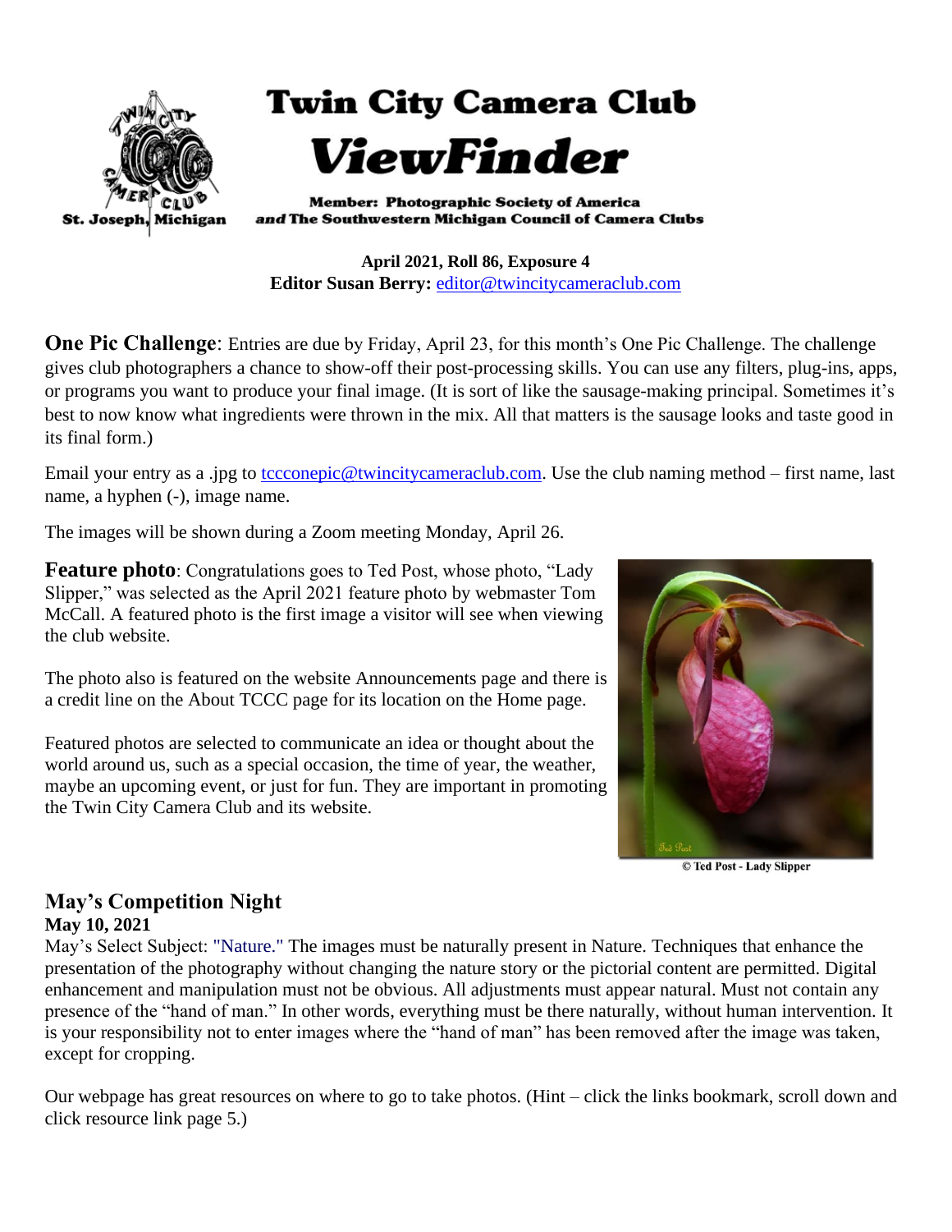# Twin City Camera Club

# *ViewFinder*

St. Joseph, Michigan

**Member: Photographic Society of America**
***and* The Southwestern Michigan Council of Camera Clubs**

**April 2021, Roll 86, Exposure 4**
**Editor Susan Berry:** editor@twincitycameraclub.com

**One Pic Challenge**: Entries are due by Friday, April 23, for this month's One Pic Challenge. The challenge gives club photographers a chance to show-off their post-processing skills. You can use any filters, plug-ins, apps, or programs you want to produce your final image. (It is sort of like the sausage-making principal. Sometimes it's best to now know what ingredients were thrown in the mix. All that matters is the sausage looks and taste good in its final form.)

Email your entry as a .jpg to tccconepic@twincitycameraclub.com. Use the club naming method – first name, last name, a hyphen (-), image name.

The images will be shown during a Zoom meeting Monday, April 26.

**Feature photo**: Congratulations goes to Ted Post, whose photo, "Lady Slipper," was selected as the April 2021 feature photo by webmaster Tom McCall. A featured photo is the first image a visitor will see when viewing the club website.

The photo also is featured on the website Announcements page and there is a credit line on the About TCCC page for its location on the Home page.

Featured photos are selected to communicate an idea or thought about the world around us, such as a special occasion, the time of year, the weather, maybe an upcoming event, or just for fun. They are important in promoting the Twin City Camera Club and its website.

**© Ted Post - Lady Slipper**

## May's Competition Night

**May 10, 2021**

May's Select Subject: "Nature." The images must be naturally present in Nature. Techniques that enhance the presentation of the photography without changing the nature story or the pictorial content are permitted. Digital enhancement and manipulation must not be obvious. All adjustments must appear natural. Must not contain any presence of the "hand of man." In other words, everything must be there naturally, without human intervention. It is your responsibility not to enter images where the "hand of man" has been removed after the image was taken, except for cropping.

Our webpage has great resources on where to go to take photos. (Hint – click the links bookmark, scroll down and click resource link page 5.)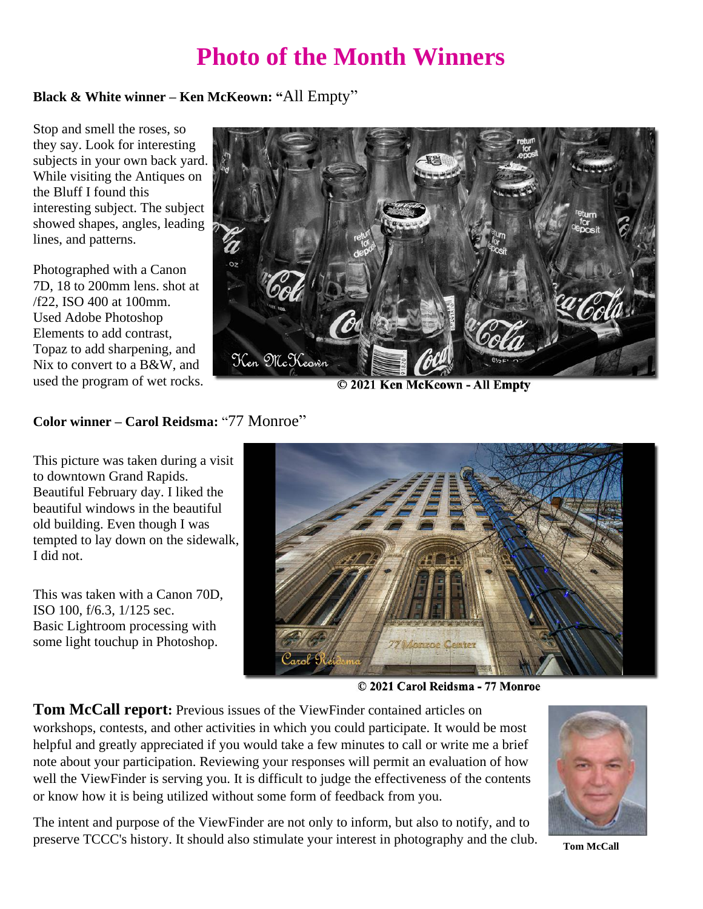# Photo of the Month Winners

**Black & White winner – Ken McKeown: "**All Empty"

Stop and smell the roses, so they say. Look for interesting subjects in your own back yard. While visiting the Antiques on the Bluff I found this interesting subject. The subject showed shapes, angles, leading lines, and patterns.

Photographed with a Canon 7D, 18 to 200mm lens. shot at /f22, ISO 400 at 100mm. Used Adobe Photoshop Elements to add contrast, Topaz to add sharpening, and Nix to convert to a B&W, and used the program of wet rocks.

**© 2021 Ken McKeown - All Empty**

**Color winner – Carol Reidsma:** "77 Monroe"

This picture was taken during a visit to downtown Grand Rapids. Beautiful February day. I liked the beautiful windows in the beautiful old building. Even though I was tempted to lay down on the sidewalk, I did not.

This was taken with a Canon 70D, ISO 100, f/6.3, 1/125 sec. Basic Lightroom processing with some light touchup in Photoshop.

**© 2021 Carol Reidsma - 77 Monroe**

**Tom McCall report:** Previous issues of the ViewFinder contained articles on workshops, contests, and other activities in which you could participate. It would be most helpful and greatly appreciated if you would take a few minutes to call or write me a brief note about your participation. Reviewing your responses will permit an evaluation of how well the ViewFinder is serving you. It is difficult to judge the effectiveness of the contents or know how it is being utilized without some form of feedback from you.

The intent and purpose of the ViewFinder are not only to inform, but also to notify, and to preserve TCCC's history. It should also stimulate your interest in photography and the club.

**Tom McCall**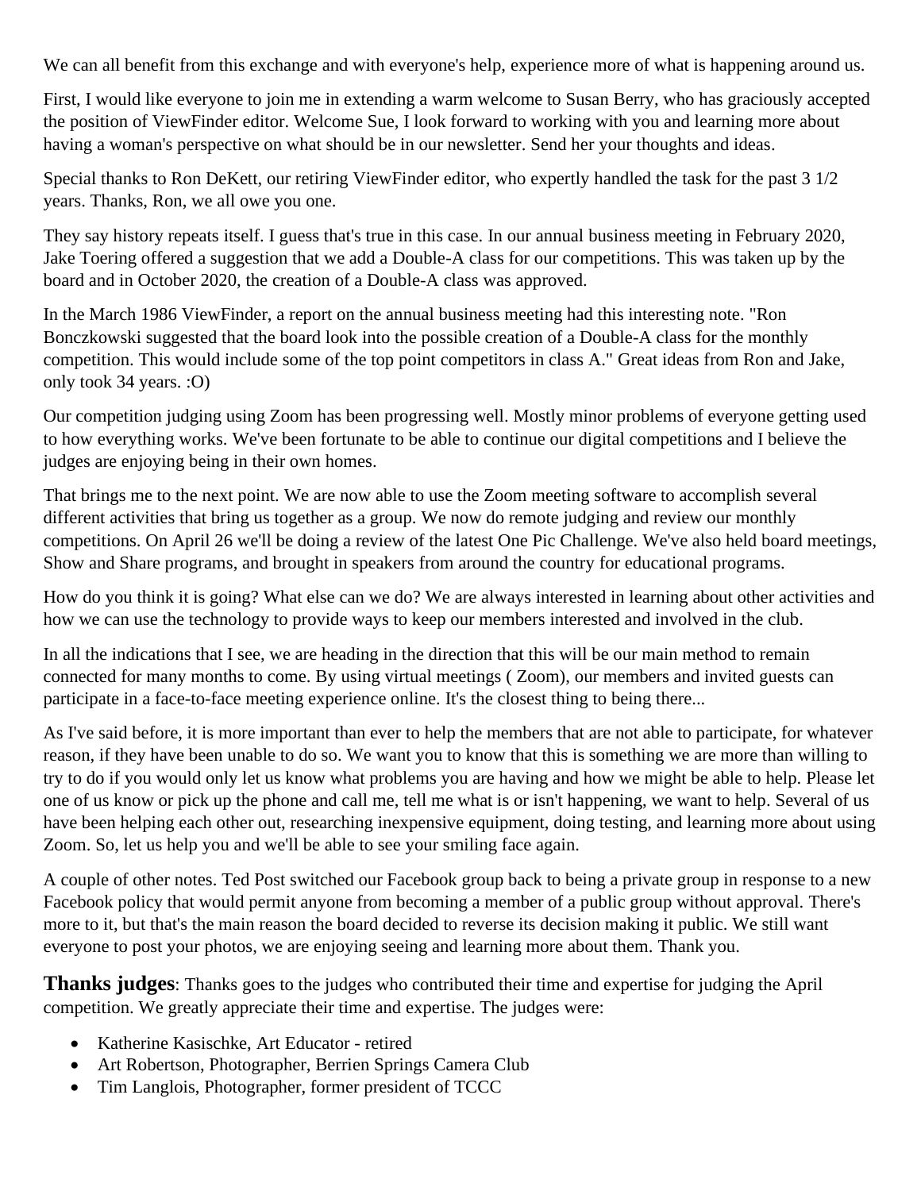We can all benefit from this exchange and with everyone's help, experience more of what is happening around us.

First, I would like everyone to join me in extending a warm welcome to Susan Berry, who has graciously accepted the position of ViewFinder editor. Welcome Sue, I look forward to working with you and learning more about having a woman's perspective on what should be in our newsletter. Send her your thoughts and ideas.

Special thanks to Ron DeKett, our retiring ViewFinder editor, who expertly handled the task for the past 3 1/2 years. Thanks, Ron, we all owe you one.

They say history repeats itself. I guess that's true in this case. In our annual business meeting in February 2020, Jake Toering offered a suggestion that we add a Double-A class for our competitions. This was taken up by the board and in October 2020, the creation of a Double-A class was approved.

In the March 1986 ViewFinder, a report on the annual business meeting had this interesting note. "Ron Bonczkowski suggested that the board look into the possible creation of a Double-A class for the monthly competition. This would include some of the top point competitors in class A." Great ideas from Ron and Jake, only took 34 years. :O)

Our competition judging using Zoom has been progressing well. Mostly minor problems of everyone getting used to how everything works. We've been fortunate to be able to continue our digital competitions and I believe the judges are enjoying being in their own homes.

That brings me to the next point. We are now able to use the Zoom meeting software to accomplish several different activities that bring us together as a group. We now do remote judging and review our monthly competitions. On April 26 we'll be doing a review of the latest One Pic Challenge. We've also held board meetings, Show and Share programs, and brought in speakers from around the country for educational programs.

How do you think it is going? What else can we do? We are always interested in learning about other activities and how we can use the technology to provide ways to keep our members interested and involved in the club.

In all the indications that I see, we are heading in the direction that this will be our main method to remain connected for many months to come. By using virtual meetings ( Zoom), our members and invited guests can participate in a face-to-face meeting experience online. It's the closest thing to being there...

As I've said before, it is more important than ever to help the members that are not able to participate, for whatever reason, if they have been unable to do so. We want you to know that this is something we are more than willing to try to do if you would only let us know what problems you are having and how we might be able to help. Please let one of us know or pick up the phone and call me, tell me what is or isn't happening, we want to help. Several of us have been helping each other out, researching inexpensive equipment, doing testing, and learning more about using Zoom. So, let us help you and we'll be able to see your smiling face again.

A couple of other notes. Ted Post switched our Facebook group back to being a private group in response to a new Facebook policy that would permit anyone from becoming a member of a public group without approval. There's more to it, but that's the main reason the board decided to reverse its decision making it public. We still want everyone to post your photos, we are enjoying seeing and learning more about them. Thank you.

**Thanks judges**: Thanks goes to the judges who contributed their time and expertise for judging the April competition. We greatly appreciate their time and expertise. The judges were:

- Katherine Kasischke, Art Educator - retired
- Art Robertson, Photographer, Berrien Springs Camera Club
- Tim Langlois, Photographer, former president of TCCC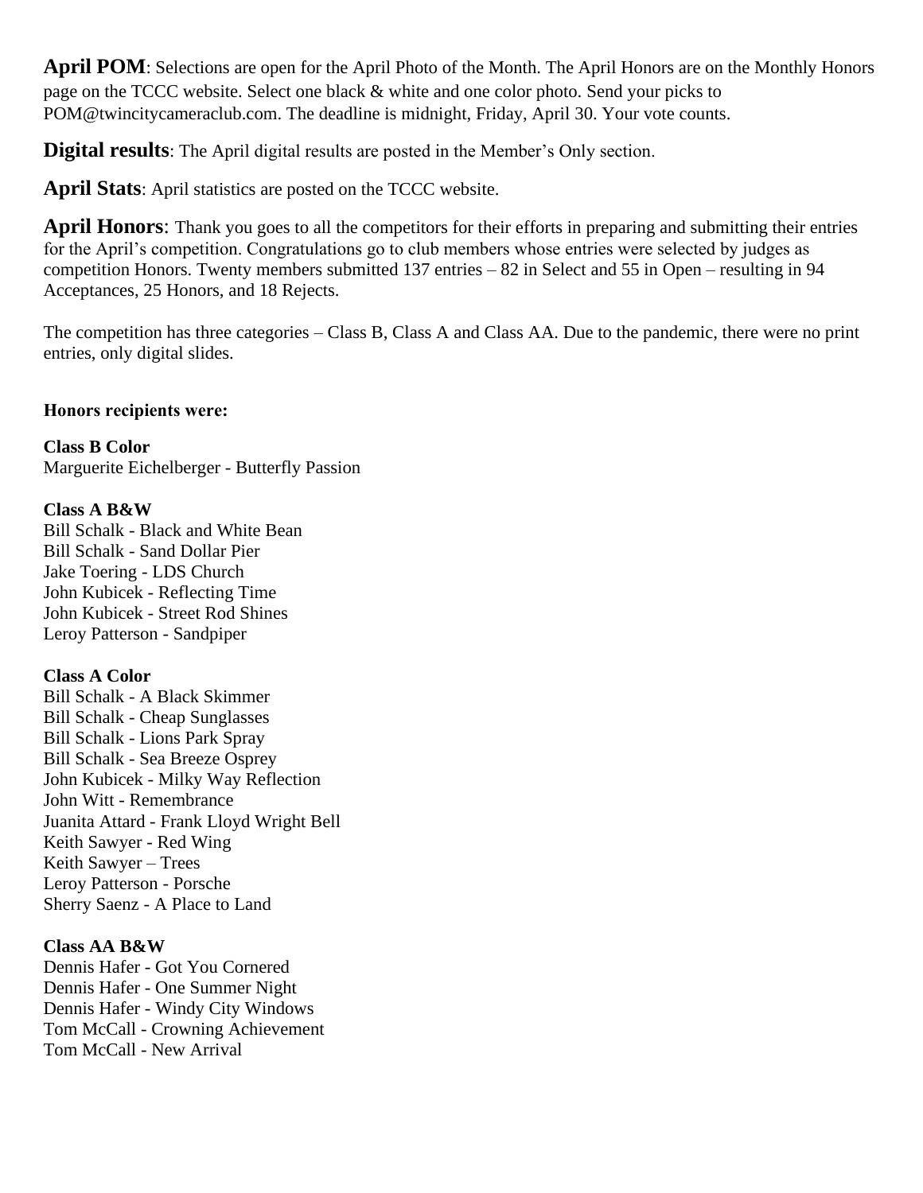**April POM**: Selections are open for the April Photo of the Month. The April Honors are on the Monthly Honors page on the TCCC website. Select one black & white and one color photo. Send your picks to POM@twincitycameraclub.com. The deadline is midnight, Friday, April 30. Your vote counts.

**Digital results**: The April digital results are posted in the Member's Only section.

**April Stats**: April statistics are posted on the TCCC website.

**April Honors**: Thank you goes to all the competitors for their efforts in preparing and submitting their entries for the April's competition. Congratulations go to club members whose entries were selected by judges as competition Honors. Twenty members submitted 137 entries – 82 in Select and 55 in Open – resulting in 94 Acceptances, 25 Honors, and 18 Rejects.

The competition has three categories – Class B, Class A and Class AA. Due to the pandemic, there were no print entries, only digital slides.

**Honors recipients were:**

**Class B Color**
Marguerite Eichelberger - Butterfly Passion

**Class A B&W**
Bill Schalk - Black and White Bean
Bill Schalk - Sand Dollar Pier
Jake Toering - LDS Church
John Kubicek - Reflecting Time
John Kubicek - Street Rod Shines
Leroy Patterson - Sandpiper

**Class A Color**
Bill Schalk - A Black Skimmer
Bill Schalk - Cheap Sunglasses
Bill Schalk - Lions Park Spray
Bill Schalk - Sea Breeze Osprey
John Kubicek - Milky Way Reflection
John Witt - Remembrance
Juanita Attard - Frank Lloyd Wright Bell
Keith Sawyer - Red Wing
Keith Sawyer – Trees
Leroy Patterson - Porsche
Sherry Saenz - A Place to Land

**Class AA B&W**
Dennis Hafer - Got You Cornered
Dennis Hafer - One Summer Night
Dennis Hafer - Windy City Windows
Tom McCall - Crowning Achievement
Tom McCall - New Arrival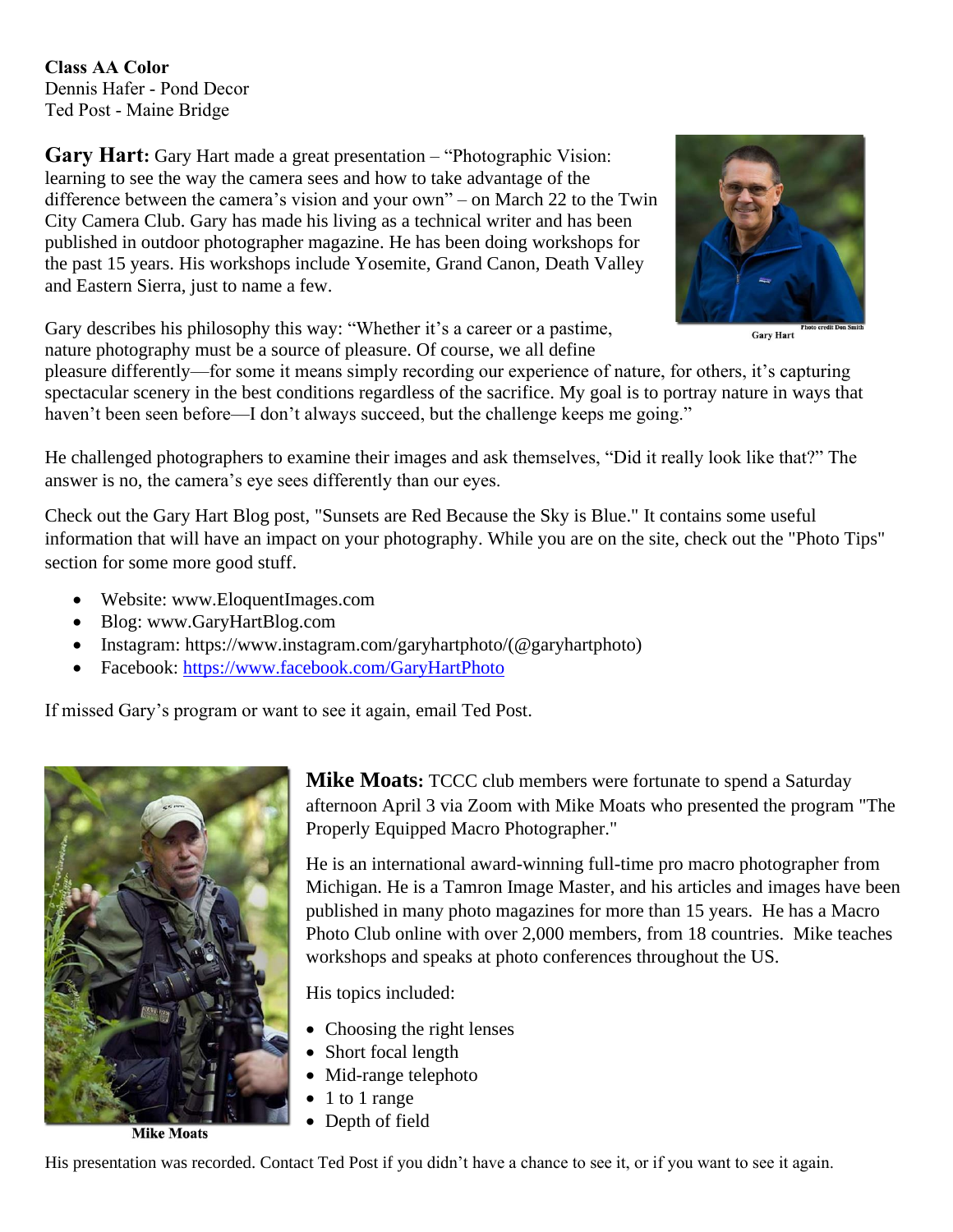**Class AA Color**
Dennis Hafer - Pond Decor
Ted Post - Maine Bridge

**Gary Hart:** Gary Hart made a great presentation – "Photographic Vision: learning to see the way the camera sees and how to take advantage of the difference between the camera's vision and your own" – on March 22 to the Twin City Camera Club. Gary has made his living as a technical writer and has been published in outdoor photographer magazine. He has been doing workshops for the past 15 years. His workshops include Yosemite, Grand Canon, Death Valley and Eastern Sierra, just to name a few.

Photo credit Don Smith

Gary Hart

Gary describes his philosophy this way: "Whether it's a career or a pastime, nature photography must be a source of pleasure. Of course, we all define pleasure differently—for some it means simply recording our experience of nature, for others, it's capturing spectacular scenery in the best conditions regardless of the sacrifice. My goal is to portray nature in ways that haven't been seen before—I don't always succeed, but the challenge keeps me going."

He challenged photographers to examine their images and ask themselves, "Did it really look like that?" The answer is no, the camera's eye sees differently than our eyes.

Check out the Gary Hart Blog post, "Sunsets are Red Because the Sky is Blue." It contains some useful information that will have an impact on your photography. While you are on the site, check out the "Photo Tips" section for some more good stuff.

- Website: www.EloquentImages.com
- Blog: www.GaryHartBlog.com
- Instagram: https://www.instagram.com/garyhartphoto/(@garyhartphoto)
- Facebook: https://www.facebook.com/GaryHartPhoto

If missed Gary's program or want to see it again, email Ted Post.

Mike Moats

**Mike Moats:** TCCC club members were fortunate to spend a Saturday afternoon April 3 via Zoom with Mike Moats who presented the program "The Properly Equipped Macro Photographer."

He is an international award-winning full-time pro macro photographer from Michigan. He is a Tamron Image Master, and his articles and images have been published in many photo magazines for more than 15 years. He has a Macro Photo Club online with over 2,000 members, from 18 countries. Mike teaches workshops and speaks at photo conferences throughout the US.

His topics included:

- Choosing the right lenses
- Short focal length
- Mid-range telephoto
- 1 to 1 range
- Depth of field

His presentation was recorded. Contact Ted Post if you didn't have a chance to see it, or if you want to see it again.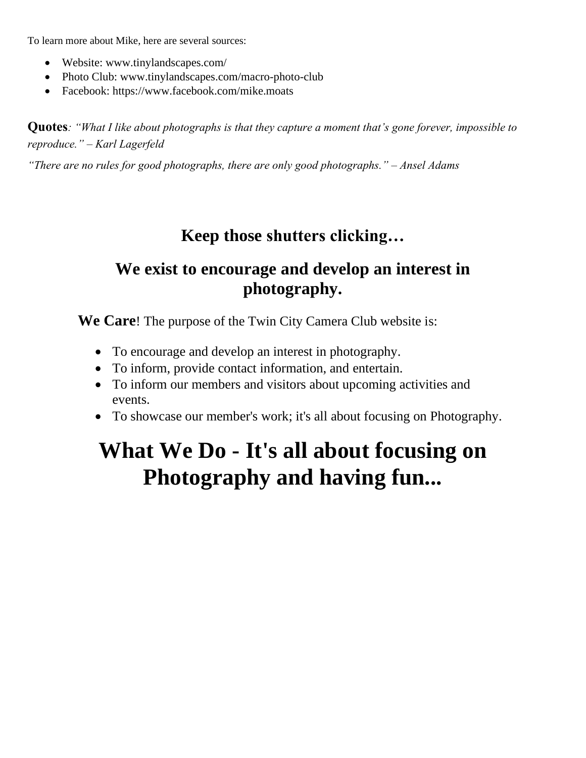To learn more about Mike, here are several sources:

- Website: www.tinylandscapes.com/
- Photo Club: www.tinylandscapes.com/macro-photo-club
- Facebook: https://www.facebook.com/mike.moats

**Quotes***: "What I like about photographs is that they capture a moment that's gone forever, impossible to reproduce." – Karl Lagerfeld*

*"There are no rules for good photographs, there are only good photographs." – Ansel Adams*

## Keep those shutters clicking…

## We exist to encourage and develop an interest in photography.

**We Care**! The purpose of the Twin City Camera Club website is:

- To encourage and develop an interest in photography.
- To inform, provide contact information, and entertain.
- To inform our members and visitors about upcoming activities and events.
- To showcase our member's work; it's all about focusing on Photography.

# What We Do - It's all about focusing on Photography and having fun...